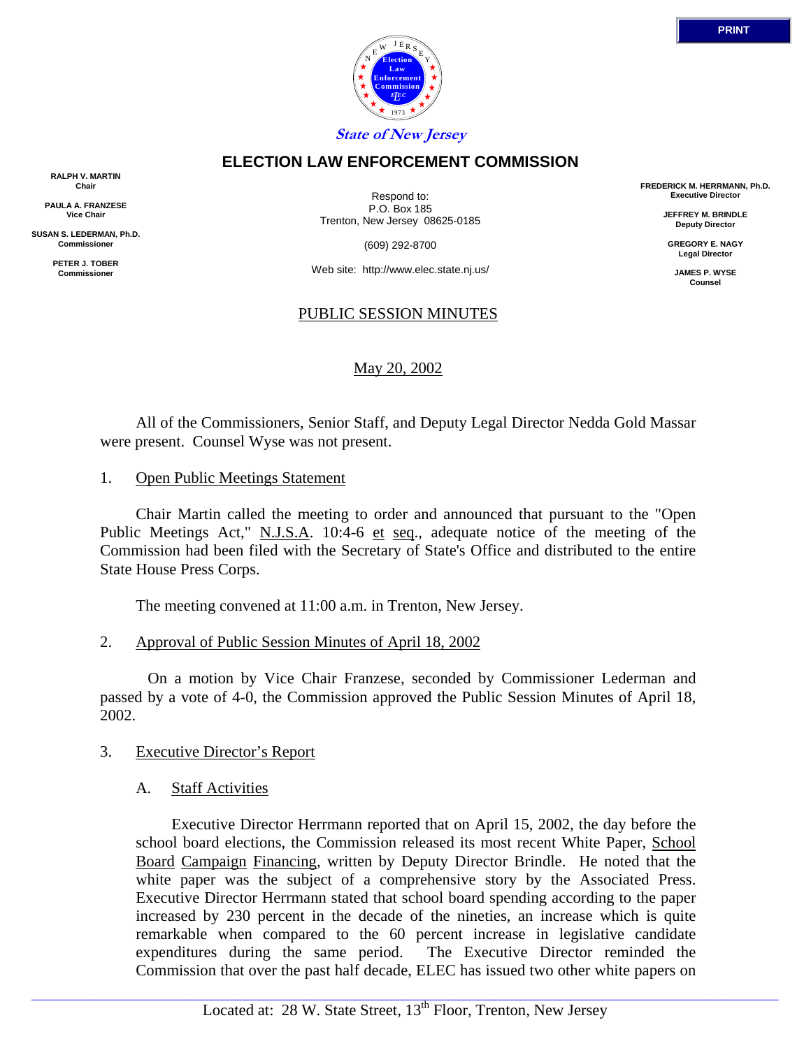State of New Jersey

# ELECTION LAW ENFORCEMENT COMMISSION

**RALPH V. MARTIN**
**Chair**

**PAULA A. FRANZESE**
**Vice Chair**

**SUSAN S. LEDERMAN, Ph.D.**
**Commissioner**

**PETER J. TOBER**
**Commissioner**

Respond to:
P.O. Box 185
Trenton, New Jersey 08625-0185

(609) 292-8700

Web site: http://www.elec.state.nj.us/

**FREDERICK M. HERRMANN, Ph.D.**
**Executive Director**

**JEFFREY M. BRINDLE**
**Deputy Director**

**GREGORY E. NAGY**
**Legal Director**

**JAMES P. WYSE**
**Counsel**

## PUBLIC SESSION MINUTES

May 20, 2002

All of the Commissioners, Senior Staff, and Deputy Legal Director Nedda Gold Massar were present. Counsel Wyse was not present.

1. Open Public Meetings Statement

Chair Martin called the meeting to order and announced that pursuant to the "Open Public Meetings Act," N.J.S.A. 10:4-6 et seq., adequate notice of the meeting of the Commission had been filed with the Secretary of State's Office and distributed to the entire State House Press Corps.

The meeting convened at 11:00 a.m. in Trenton, New Jersey.

2. Approval of Public Session Minutes of April 18, 2002

On a motion by Vice Chair Franzese, seconded by Commissioner Lederman and passed by a vote of 4-0, the Commission approved the Public Session Minutes of April 18, 2002.

3. Executive Director's Report

A. Staff Activities

Executive Director Herrmann reported that on April 15, 2002, the day before the school board elections, the Commission released its most recent White Paper, School Board Campaign Financing, written by Deputy Director Brindle. He noted that the white paper was the subject of a comprehensive story by the Associated Press. Executive Director Herrmann stated that school board spending according to the paper increased by 230 percent in the decade of the nineties, an increase which is quite remarkable when compared to the 60 percent increase in legislative candidate expenditures during the same period. The Executive Director reminded the Commission that over the past half decade, ELEC has issued two other white papers on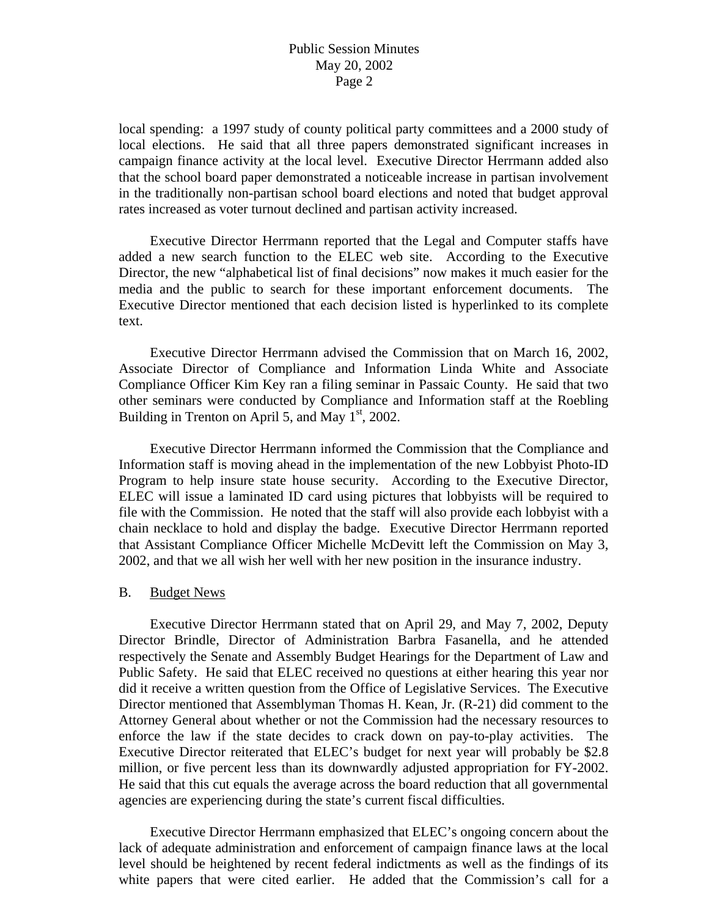local spending: a 1997 study of county political party committees and a 2000 study of local elections. He said that all three papers demonstrated significant increases in campaign finance activity at the local level. Executive Director Herrmann added also that the school board paper demonstrated a noticeable increase in partisan involvement in the traditionally non-partisan school board elections and noted that budget approval rates increased as voter turnout declined and partisan activity increased.

Executive Director Herrmann reported that the Legal and Computer staffs have added a new search function to the ELEC web site. According to the Executive Director, the new "alphabetical list of final decisions" now makes it much easier for the media and the public to search for these important enforcement documents. The Executive Director mentioned that each decision listed is hyperlinked to its complete text.

Executive Director Herrmann advised the Commission that on March 16, 2002, Associate Director of Compliance and Information Linda White and Associate Compliance Officer Kim Key ran a filing seminar in Passaic County. He said that two other seminars were conducted by Compliance and Information staff at the Roebling Building in Trenton on April 5, and May 1st, 2002.

Executive Director Herrmann informed the Commission that the Compliance and Information staff is moving ahead in the implementation of the new Lobbyist Photo-ID Program to help insure state house security. According to the Executive Director, ELEC will issue a laminated ID card using pictures that lobbyists will be required to file with the Commission. He noted that the staff will also provide each lobbyist with a chain necklace to hold and display the badge. Executive Director Herrmann reported that Assistant Compliance Officer Michelle McDevitt left the Commission on May 3, 2002, and that we all wish her well with her new position in the insurance industry.

B. <u>Budget News</u>

Executive Director Herrmann stated that on April 29, and May 7, 2002, Deputy Director Brindle, Director of Administration Barbra Fasanella, and he attended respectively the Senate and Assembly Budget Hearings for the Department of Law and Public Safety. He said that ELEC received no questions at either hearing this year nor did it receive a written question from the Office of Legislative Services. The Executive Director mentioned that Assemblyman Thomas H. Kean, Jr. (R-21) did comment to the Attorney General about whether or not the Commission had the necessary resources to enforce the law if the state decides to crack down on pay-to-play activities. The Executive Director reiterated that ELEC's budget for next year will probably be $2.8 million, or five percent less than its downwardly adjusted appropriation for FY-2002. He said that this cut equals the average across the board reduction that all governmental agencies are experiencing during the state's current fiscal difficulties.

Executive Director Herrmann emphasized that ELEC's ongoing concern about the lack of adequate administration and enforcement of campaign finance laws at the local level should be heightened by recent federal indictments as well as the findings of its white papers that were cited earlier. He added that the Commission's call for a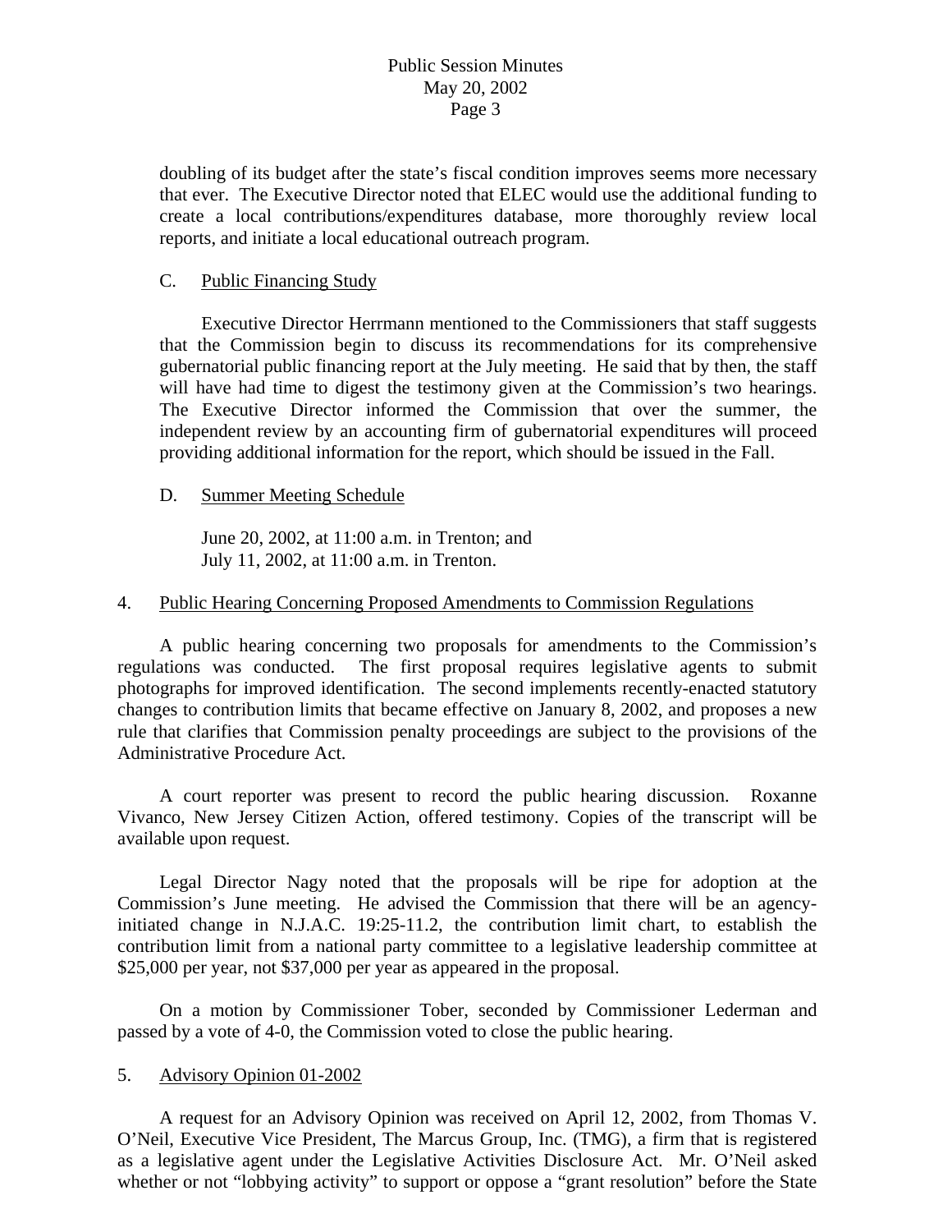doubling of its budget after the state's fiscal condition improves seems more necessary that ever. The Executive Director noted that ELEC would use the additional funding to create a local contributions/expenditures database, more thoroughly review local reports, and initiate a local educational outreach program.

C. Public Financing Study

Executive Director Herrmann mentioned to the Commissioners that staff suggests that the Commission begin to discuss its recommendations for its comprehensive gubernatorial public financing report at the July meeting. He said that by then, the staff will have had time to digest the testimony given at the Commission's two hearings. The Executive Director informed the Commission that over the summer, the independent review by an accounting firm of gubernatorial expenditures will proceed providing additional information for the report, which should be issued in the Fall.

D. Summer Meeting Schedule

June 20, 2002, at 11:00 a.m. in Trenton; and
July 11, 2002, at 11:00 a.m. in Trenton.

4. Public Hearing Concerning Proposed Amendments to Commission Regulations

A public hearing concerning two proposals for amendments to the Commission's regulations was conducted. The first proposal requires legislative agents to submit photographs for improved identification. The second implements recently-enacted statutory changes to contribution limits that became effective on January 8, 2002, and proposes a new rule that clarifies that Commission penalty proceedings are subject to the provisions of the Administrative Procedure Act.

A court reporter was present to record the public hearing discussion. Roxanne Vivanco, New Jersey Citizen Action, offered testimony. Copies of the transcript will be available upon request.

Legal Director Nagy noted that the proposals will be ripe for adoption at the Commission's June meeting. He advised the Commission that there will be an agency-initiated change in N.J.A.C. 19:25-11.2, the contribution limit chart, to establish the contribution limit from a national party committee to a legislative leadership committee at \$25,000 per year, not \$37,000 per year as appeared in the proposal.

On a motion by Commissioner Tober, seconded by Commissioner Lederman and passed by a vote of 4-0, the Commission voted to close the public hearing.

5. Advisory Opinion 01-2002

A request for an Advisory Opinion was received on April 12, 2002, from Thomas V. O'Neil, Executive Vice President, The Marcus Group, Inc. (TMG), a firm that is registered as a legislative agent under the Legislative Activities Disclosure Act. Mr. O'Neil asked whether or not "lobbying activity" to support or oppose a "grant resolution" before the State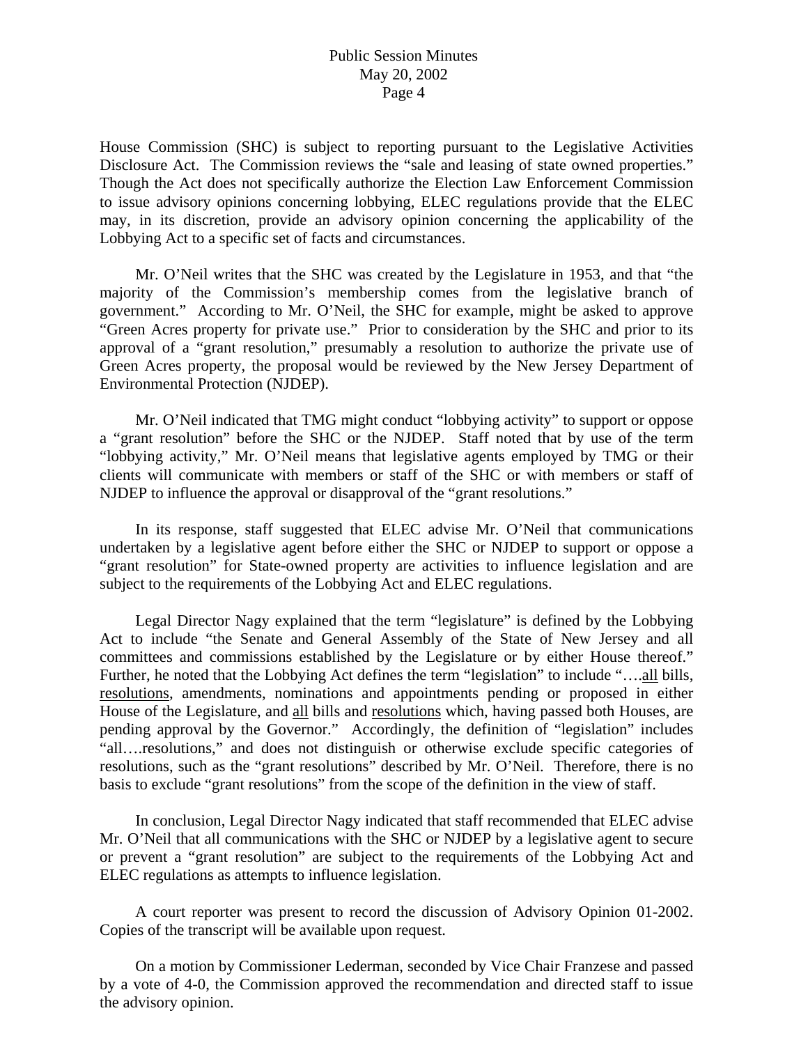House Commission (SHC) is subject to reporting pursuant to the Legislative Activities Disclosure Act. The Commission reviews the "sale and leasing of state owned properties." Though the Act does not specifically authorize the Election Law Enforcement Commission to issue advisory opinions concerning lobbying, ELEC regulations provide that the ELEC may, in its discretion, provide an advisory opinion concerning the applicability of the Lobbying Act to a specific set of facts and circumstances.

Mr. O'Neil writes that the SHC was created by the Legislature in 1953, and that "the majority of the Commission's membership comes from the legislative branch of government." According to Mr. O'Neil, the SHC for example, might be asked to approve "Green Acres property for private use." Prior to consideration by the SHC and prior to its approval of a "grant resolution," presumably a resolution to authorize the private use of Green Acres property, the proposal would be reviewed by the New Jersey Department of Environmental Protection (NJDEP).

Mr. O'Neil indicated that TMG might conduct "lobbying activity" to support or oppose a "grant resolution" before the SHC or the NJDEP. Staff noted that by use of the term "lobbying activity," Mr. O'Neil means that legislative agents employed by TMG or their clients will communicate with members or staff of the SHC or with members or staff of NJDEP to influence the approval or disapproval of the "grant resolutions."

In its response, staff suggested that ELEC advise Mr. O'Neil that communications undertaken by a legislative agent before either the SHC or NJDEP to support or oppose a "grant resolution" for State-owned property are activities to influence legislation and are subject to the requirements of the Lobbying Act and ELEC regulations.

Legal Director Nagy explained that the term "legislature" is defined by the Lobbying Act to include "the Senate and General Assembly of the State of New Jersey and all committees and commissions established by the Legislature or by either House thereof." Further, he noted that the Lobbying Act defines the term "legislation" to include "….all bills, resolutions, amendments, nominations and appointments pending or proposed in either House of the Legislature, and all bills and resolutions which, having passed both Houses, are pending approval by the Governor." Accordingly, the definition of "legislation" includes "all….resolutions," and does not distinguish or otherwise exclude specific categories of resolutions, such as the "grant resolutions" described by Mr. O'Neil. Therefore, there is no basis to exclude "grant resolutions" from the scope of the definition in the view of staff.

In conclusion, Legal Director Nagy indicated that staff recommended that ELEC advise Mr. O'Neil that all communications with the SHC or NJDEP by a legislative agent to secure or prevent a "grant resolution" are subject to the requirements of the Lobbying Act and ELEC regulations as attempts to influence legislation.

A court reporter was present to record the discussion of Advisory Opinion 01-2002. Copies of the transcript will be available upon request.

On a motion by Commissioner Lederman, seconded by Vice Chair Franzese and passed by a vote of 4-0, the Commission approved the recommendation and directed staff to issue the advisory opinion.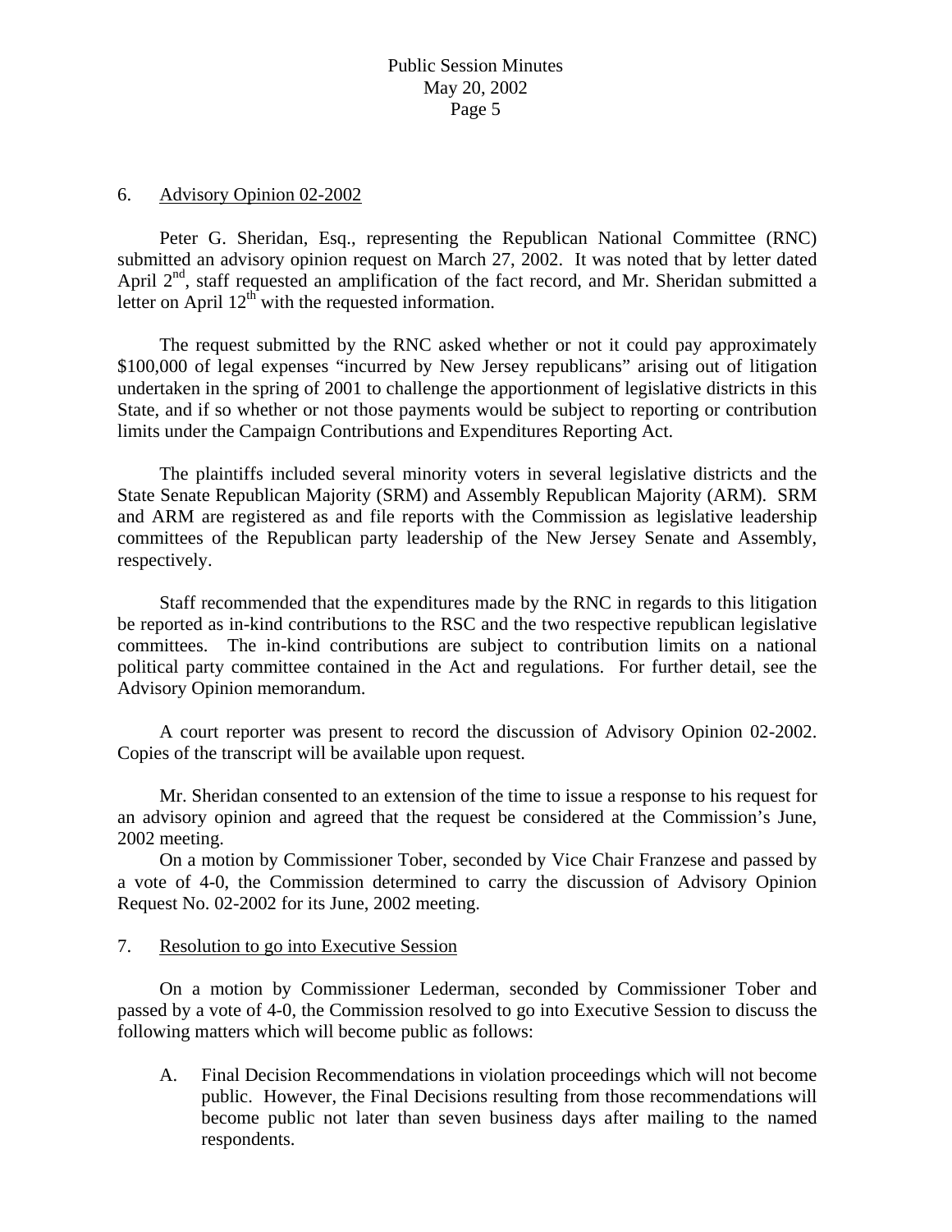6. Advisory Opinion 02-2002

Peter G. Sheridan, Esq., representing the Republican National Committee (RNC) submitted an advisory opinion request on March 27, 2002. It was noted that by letter dated April 2nd, staff requested an amplification of the fact record, and Mr. Sheridan submitted a letter on April 12th with the requested information.

The request submitted by the RNC asked whether or not it could pay approximately $100,000 of legal expenses "incurred by New Jersey republicans" arising out of litigation undertaken in the spring of 2001 to challenge the apportionment of legislative districts in this State, and if so whether or not those payments would be subject to reporting or contribution limits under the Campaign Contributions and Expenditures Reporting Act.

The plaintiffs included several minority voters in several legislative districts and the State Senate Republican Majority (SRM) and Assembly Republican Majority (ARM). SRM and ARM are registered as and file reports with the Commission as legislative leadership committees of the Republican party leadership of the New Jersey Senate and Assembly, respectively.

Staff recommended that the expenditures made by the RNC in regards to this litigation be reported as in-kind contributions to the RSC and the two respective republican legislative committees. The in-kind contributions are subject to contribution limits on a national political party committee contained in the Act and regulations. For further detail, see the Advisory Opinion memorandum.

A court reporter was present to record the discussion of Advisory Opinion 02-2002. Copies of the transcript will be available upon request.

Mr. Sheridan consented to an extension of the time to issue a response to his request for an advisory opinion and agreed that the request be considered at the Commission's June, 2002 meeting.

On a motion by Commissioner Tober, seconded by Vice Chair Franzese and passed by a vote of 4-0, the Commission determined to carry the discussion of Advisory Opinion Request No. 02-2002 for its June, 2002 meeting.

7. Resolution to go into Executive Session

On a motion by Commissioner Lederman, seconded by Commissioner Tober and passed by a vote of 4-0, the Commission resolved to go into Executive Session to discuss the following matters which will become public as follows:

A. Final Decision Recommendations in violation proceedings which will not become public. However, the Final Decisions resulting from those recommendations will become public not later than seven business days after mailing to the named respondents.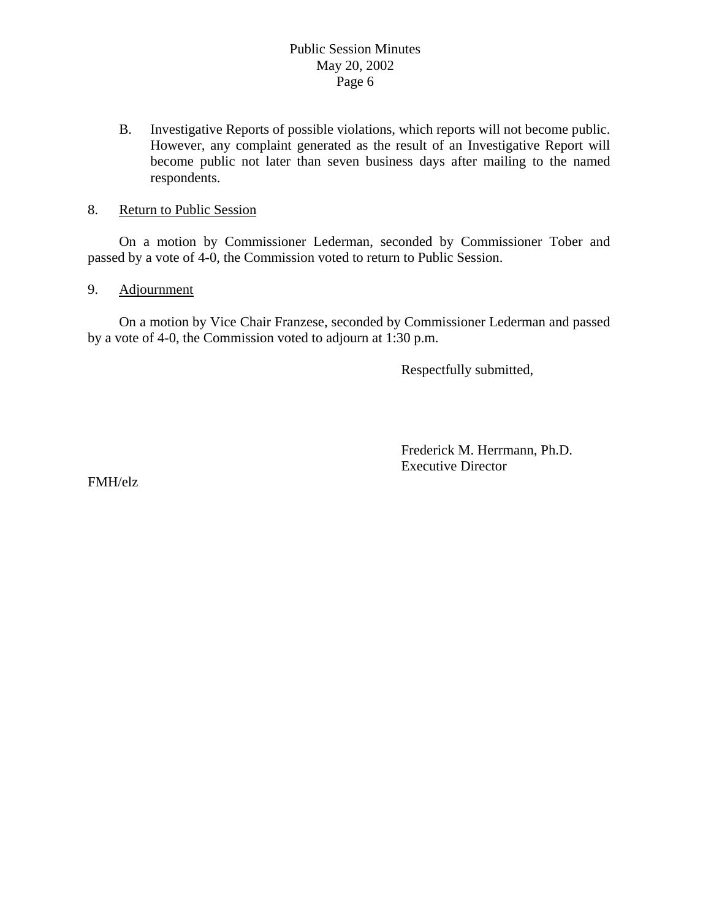B. Investigative Reports of possible violations, which reports will not become public. However, any complaint generated as the result of an Investigative Report will become public not later than seven business days after mailing to the named respondents.

8. Return to Public Session

On a motion by Commissioner Lederman, seconded by Commissioner Tober and passed by a vote of 4-0, the Commission voted to return to Public Session.

9. Adjournment

On a motion by Vice Chair Franzese, seconded by Commissioner Lederman and passed by a vote of 4-0, the Commission voted to adjourn at 1:30 p.m.

Respectfully submitted,

Frederick M. Herrmann, Ph.D.
Executive Director

FMH/elz